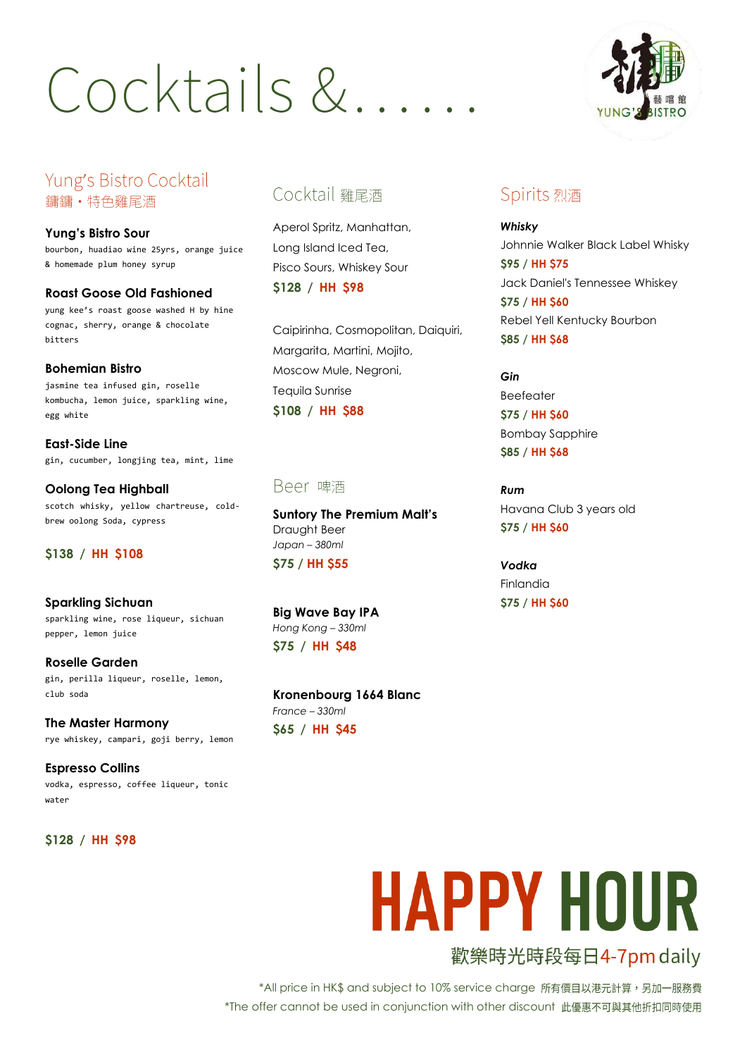# Cocktails &......

## Yung's Bistro Cocktail
## 鏞鏞・特色雞尾酒

**Yung's Bistro Sour**
bourbon, huadiao wine 25yrs, orange juice & homemade plum honey syrup

**Roast Goose Old Fashioned**
yung kee's roast goose washed H by hine cognac, sherry, orange & chocolate bitters

**Bohemian Bistro**
jasmine tea infused gin, roselle kombucha, lemon juice, sparkling wine, egg white

**East-Side Line**
gin, cucumber, longjing tea, mint, lime

**Oolong Tea Highball**
scotch whisky, yellow chartreuse, cold-brew oolong Soda, cypress

**$138 / HH $108**

**Sparkling Sichuan**
sparkling wine, rose liqueur, sichuan pepper, lemon juice

**Roselle Garden**
gin, perilla liqueur, roselle, lemon, club soda

**The Master Harmony**
rye whiskey, campari, goji berry, lemon

**Espresso Collins**
vodka, espresso, coffee liqueur, tonic water

**$128 / HH $98**

## Cocktail 雞尾酒

Aperol Spritz, Manhattan, Long Island Iced Tea, Pisco Sours, Whiskey Sour

**$128 / HH $98**

Caipirinha, Cosmopolitan, Daiquiri, Margarita, Martini, Mojito, Moscow Mule, Negroni, Tequila Sunrise

**$108 / HH $88**

## Beer 啤酒

**Suntory The Premium Malt's**
Draught Beer
*Japan – 380ml*
**$75 / HH $55**

**Big Wave Bay IPA**
*Hong Kong – 330ml*
**$75 / HH $48**

**Kronenbourg 1664 Blanc**
*France – 330ml*
**$65 / HH $45**

## Spirits 烈酒

***Whisky***

Johnnie Walker Black Label Whisky
**$95 / HH $75**

Jack Daniel's Tennessee Whiskey
**$75 / HH $60**

Rebel Yell Kentucky Bourbon
**$85 / HH $68**

***Gin***

Beefeater
**$75 / HH $60**

Bombay Sapphire
**$85 / HH $68**

***Rum***

Havana Club 3 years old
**$75 / HH $60**

***Vodka***

Finlandia
**$75 / HH $60**

# HAPPY HOUR

歡樂時光時段每日4-7pm daily

*All price in HK$ and subject to 10% service charge 所有價目以港元計算，另加一服務費

*The offer cannot be used in conjunction with other discount 此優惠不可與其他折扣同時使用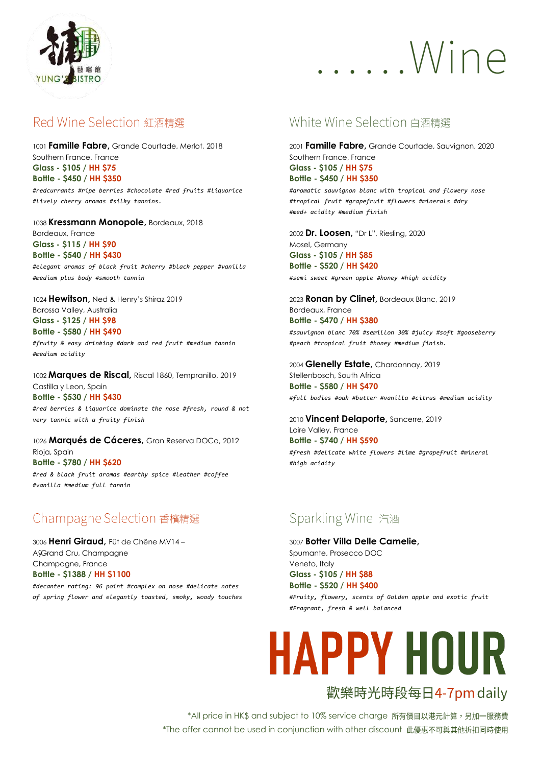YUNG'S BISTRO 鏞 藝嚐館

# ......Wine

## Red Wine Selection 紅酒精選

1001 **Famille Fabre,** Grande Courtade, Merlot, 2018
Southern France, France
**Glass - $105 / HH $75**
**Bottle - $450 / HH $350**
*#redcurrants #ripe berries #chocolate #red fruits #liquorice #lively cherry aromas #silky tannins.*

1038 **Kressmann Monopole,** Bordeaux, 2018
Bordeaux, France
**Glass - $115 / HH $90**
**Bottle - $540 / HH $430**
*#elegant aromas of black fruit #cherry #black pepper #vanilla #medium plus body #smooth tannin*

1024 **Hewitson,** Ned & Henry's Shiraz 2019
Barossa Valley, Australia
**Glass - $125 / HH $98**
**Bottle - $580 / HH $490**
*#fruity & easy drinking #dark and red fruit #medium tannin #medium acidity*

1002 **Marques de Riscal,** Riscal 1860, Tempranillo, 2019
Castilla y Leon, Spain
**Bottle - $530 / HH $430**
*#red berries & liquorice dominate the nose #fresh, round & not very tannic with a fruity finish*

1026 **Marqués de Cáceres,** Gran Reserva DOCa, 2012
Rioja, Spain
**Bottle - $780 / HH $620**
*#red & black fruit aromas #earthy spice #leather #coffee #vanilla #medium full tannin*

## White Wine Selection 白酒精選

2001 **Famille Fabre,** Grande Courtade, Sauvignon, 2020
Southern France, France
**Glass - $105 / HH $75**
**Bottle - $450 / HH $350**
*#aromatic sauvignon blanc with tropical and flowery nose #tropical fruit #grapefruit #flowers #minerals #dry #med+ acidity #medium finish*

2002 **Dr. Loosen,** "Dr L", Riesling, 2020
Mosel, Germany
**Glass - $105 / HH $85**
**Bottle - $520 / HH $420**
*#semi sweet #green apple #honey #high acidity*

2023 **Ronan by Clinet,** Bordeaux Blanc, 2019
Bordeaux, France
**Bottle - $470 / HH $380**
*#sauvignon blanc 70% #semillon 30% #juicy #soft #gooseberry #peach #tropical fruit #honey #medium finish.*

2004 **Glenelly Estate,** Chardonnay, 2019
Stellenbosch, South Africa
**Bottle - $580 / HH $470**
*#full bodies #oak #butter #vanilla #citrus #medium acidity*

2010 **Vincent Delaporte,** Sancerre, 2019
Loire Valley, France
**Bottle - $740 / HH $590**
*#fresh #delicate white flowers #lime #grapefruit #mineral #high acidity*

## Champagne Selection 香檳精選

3006 **Henri Giraud,** Fût de Chêne MV14 – AÿGrand Cru, Champagne
Champagne, France
**Bottle - $1388 / HH $1100**
*#decanter rating: 96 point #complex on nose #delicate notes of spring flower and elegantly toasted, smoky, woody touches*

## Sparkling Wine 汽酒

3007 **Botter Villa Delle Camelie,**
Spumante, Prosecco DOC
Veneto, Italy
**Glass - $105 / HH $88**
**Bottle - $520 / HH $400**
*#Fruity, flowery, scents of Golden apple and exotic fruit #Fragrant, fresh & well balanced*

# HAPPY HOUR

歡樂時光時段每日4-7pm daily

*All price in HK$ and subject to 10% service charge 所有價目以港元計算，另加一服務費
*The offer cannot be used in conjunction with other discount 此優惠不可與其他折扣同時使用